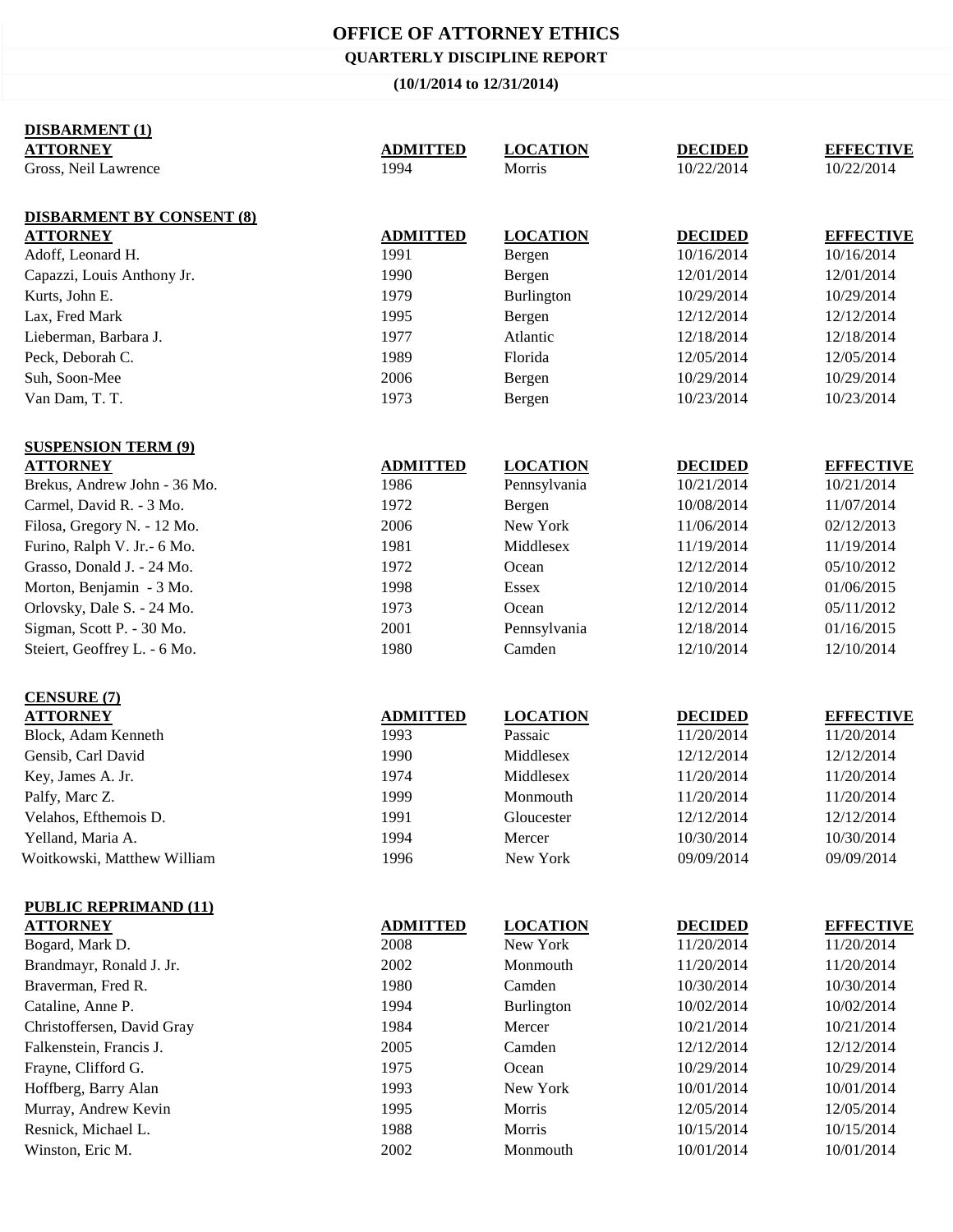# OFFICE OF ATTORNEY ETHICS

## QUARTERLY DISCIPLINE REPORT

### (10/1/2014 to 12/31/2014)

**DISBARMENT (1)**

| ATTORNEY | ADMITTED | LOCATION | DECIDED | EFFECTIVE |
|---|---|---|---|---|
| Gross, Neil Lawrence | 1994 | Morris | 10/22/2014 | 10/22/2014 |

**DISBARMENT BY CONSENT (8)**

| ATTORNEY | ADMITTED | LOCATION | DECIDED | EFFECTIVE |
|---|---|---|---|---|
| Adoff, Leonard H. | 1991 | Bergen | 10/16/2014 | 10/16/2014 |
| Capazzi, Louis Anthony Jr. | 1990 | Bergen | 12/01/2014 | 12/01/2014 |
| Kurts, John E. | 1979 | Burlington | 10/29/2014 | 10/29/2014 |
| Lax, Fred Mark | 1995 | Bergen | 12/12/2014 | 12/12/2014 |
| Lieberman, Barbara J. | 1977 | Atlantic | 12/18/2014 | 12/18/2014 |
| Peck, Deborah C. | 1989 | Florida | 12/05/2014 | 12/05/2014 |
| Suh, Soon-Mee | 2006 | Bergen | 10/29/2014 | 10/29/2014 |
| Van Dam, T. T. | 1973 | Bergen | 10/23/2014 | 10/23/2014 |

**SUSPENSION TERM (9)**

| ATTORNEY | ADMITTED | LOCATION | DECIDED | EFFECTIVE |
|---|---|---|---|---|
| Brekus, Andrew John - 36 Mo. | 1986 | Pennsylvania | 10/21/2014 | 10/21/2014 |
| Carmel, David R. - 3 Mo. | 1972 | Bergen | 10/08/2014 | 11/07/2014 |
| Filosa, Gregory N. - 12 Mo. | 2006 | New York | 11/06/2014 | 02/12/2013 |
| Furino, Ralph V. Jr.- 6 Mo. | 1981 | Middlesex | 11/19/2014 | 11/19/2014 |
| Grasso, Donald J. - 24 Mo. | 1972 | Ocean | 12/12/2014 | 05/10/2012 |
| Morton, Benjamin - 3 Mo. | 1998 | Essex | 12/10/2014 | 01/06/2015 |
| Orlovsky, Dale S. - 24 Mo. | 1973 | Ocean | 12/12/2014 | 05/11/2012 |
| Sigman, Scott P. - 30 Mo. | 2001 | Pennsylvania | 12/18/2014 | 01/16/2015 |
| Steiert, Geoffrey L. - 6 Mo. | 1980 | Camden | 12/10/2014 | 12/10/2014 |

**CENSURE (7)**

| ATTORNEY | ADMITTED | LOCATION | DECIDED | EFFECTIVE |
|---|---|---|---|---|
| Block, Adam Kenneth | 1993 | Passaic | 11/20/2014 | 11/20/2014 |
| Gensib, Carl David | 1990 | Middlesex | 12/12/2014 | 12/12/2014 |
| Key, James A. Jr. | 1974 | Middlesex | 11/20/2014 | 11/20/2014 |
| Palfy, Marc Z. | 1999 | Monmouth | 11/20/2014 | 11/20/2014 |
| Velahos, Efthemois D. | 1991 | Gloucester | 12/12/2014 | 12/12/2014 |
| Yelland, Maria A. | 1994 | Mercer | 10/30/2014 | 10/30/2014 |
| Woitkowski, Matthew William | 1996 | New York | 09/09/2014 | 09/09/2014 |

**PUBLIC REPRIMAND (11)**

| ATTORNEY | ADMITTED | LOCATION | DECIDED | EFFECTIVE |
|---|---|---|---|---|
| Bogard, Mark D. | 2008 | New York | 11/20/2014 | 11/20/2014 |
| Brandmayr, Ronald J. Jr. | 2002 | Monmouth | 11/20/2014 | 11/20/2014 |
| Braverman, Fred R. | 1980 | Camden | 10/30/2014 | 10/30/2014 |
| Cataline, Anne P. | 1994 | Burlington | 10/02/2014 | 10/02/2014 |
| Christoffersen, David Gray | 1984 | Mercer | 10/21/2014 | 10/21/2014 |
| Falkenstein, Francis J. | 2005 | Camden | 12/12/2014 | 12/12/2014 |
| Frayne, Clifford G. | 1975 | Ocean | 10/29/2014 | 10/29/2014 |
| Hoffberg, Barry Alan | 1993 | New York | 10/01/2014 | 10/01/2014 |
| Murray, Andrew Kevin | 1995 | Morris | 12/05/2014 | 12/05/2014 |
| Resnick, Michael L. | 1988 | Morris | 10/15/2014 | 10/15/2014 |
| Winston, Eric M. | 2002 | Monmouth | 10/01/2014 | 10/01/2014 |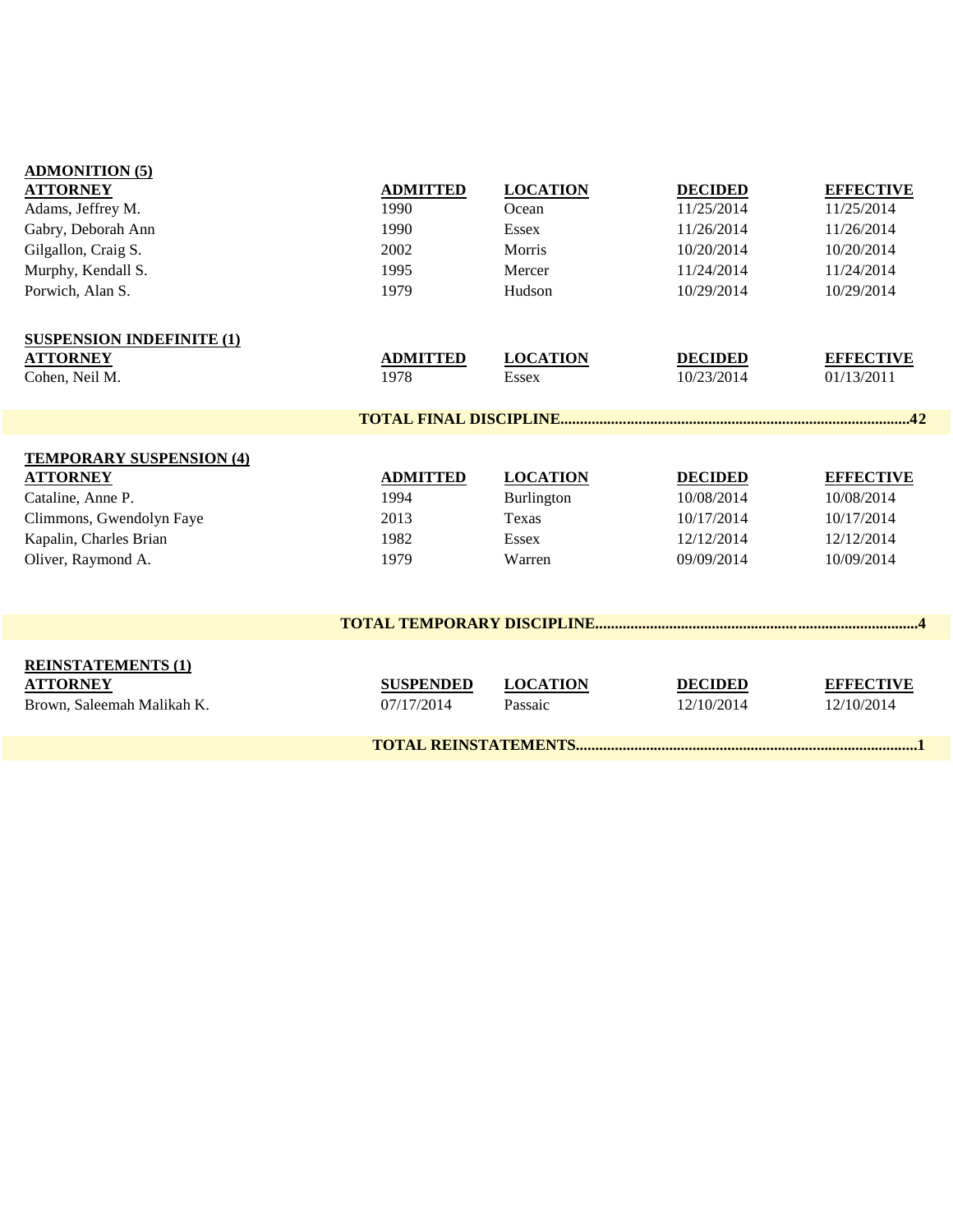**ADMONITION (5)**

| ATTORNEY | ADMITTED | LOCATION | DECIDED | EFFECTIVE |
| --- | --- | --- | --- | --- |
| Adams, Jeffrey M. | 1990 | Ocean | 11/25/2014 | 11/25/2014 |
| Gabry, Deborah Ann | 1990 | Essex | 11/26/2014 | 11/26/2014 |
| Gilgallon, Craig S. | 2002 | Morris | 10/20/2014 | 10/20/2014 |
| Murphy, Kendall S. | 1995 | Mercer | 11/24/2014 | 11/24/2014 |
| Porwich, Alan S. | 1979 | Hudson | 10/29/2014 | 10/29/2014 |

**SUSPENSION INDEFINITE (1)**

| ATTORNEY | ADMITTED | LOCATION | DECIDED | EFFECTIVE |
| --- | --- | --- | --- | --- |
| Cohen, Neil M. | 1978 | Essex | 10/23/2014 | 01/13/2011 |

**TOTAL FINAL DISCIPLINE.......................................................................................42**

**TEMPORARY SUSPENSION (4)**

| ATTORNEY | ADMITTED | LOCATION | DECIDED | EFFECTIVE |
| --- | --- | --- | --- | --- |
| Cataline, Anne P. | 1994 | Burlington | 10/08/2014 | 10/08/2014 |
| Climmons, Gwendolyn Faye | 2013 | Texas | 10/17/2014 | 10/17/2014 |
| Kapalin, Charles Brian | 1982 | Essex | 12/12/2014 | 12/12/2014 |
| Oliver, Raymond A. | 1979 | Warren | 09/09/2014 | 10/09/2014 |

**TOTAL TEMPORARY DISCIPLINE.................................................................................4**

**REINSTATEMENTS (1)**

| ATTORNEY | SUSPENDED | LOCATION | DECIDED | EFFECTIVE |
| --- | --- | --- | --- | --- |
| Brown, Saleemah Malikah K. | 07/17/2014 | Passaic | 12/10/2014 | 12/10/2014 |

**TOTAL REINSTATEMENTS......................................................................................1**